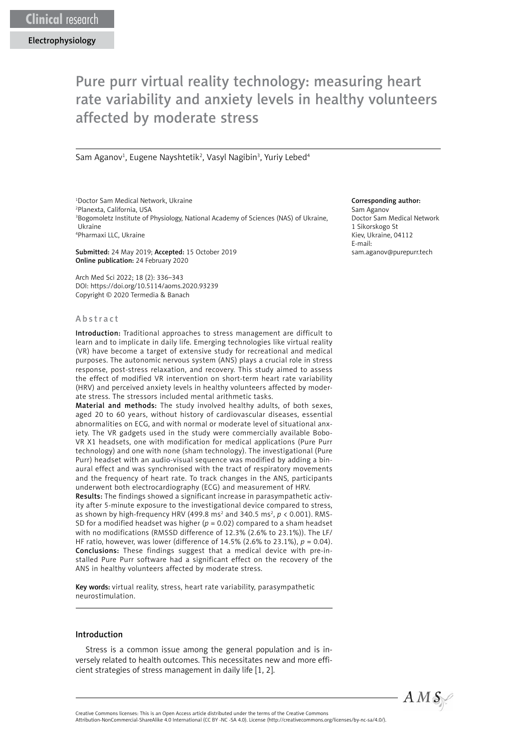Clinical research

Electrophysiology

# Pure purr virtual reality technology: measuring heart rate variability and anxiety levels in healthy volunteers affected by moderate stress

Sam Aganov[1], Eugene Nayshtetik[2], Vasyl Nagibin[3], Yuriy Lebed[4]

[1]Doctor Sam Medical Network, Ukraine
[2]Planexta, California, USA
[3]Bogomoletz Institute of Physiology, National Academy of Sciences (NAS) of Ukraine, Ukraine
[4]Pharmaxi LLC, Ukraine

**Submitted:** 24 May 2019; **Accepted:** 15 October 2019
**Online publication:** 24 February 2020

Arch Med Sci 2022; 18 (2): 336–343
DOI: https://doi.org/10.5114/aoms.2020.93239
Copyright © 2020 Termedia & Banach

**Corresponding author:**
Sam Aganov
Doctor Sam Medical Network
1 Sikorskogo St
Kiev, Ukraine, 04112
E-mail:
sam.aganov@purepurr.tech

## Abstract

**Introduction:** Traditional approaches to stress management are difficult to learn and to implicate in daily life. Emerging technologies like virtual reality (VR) have become a target of extensive study for recreational and medical purposes. The autonomic nervous system (ANS) plays a crucial role in stress response, post-stress relaxation, and recovery. This study aimed to assess the effect of modified VR intervention on short-term heart rate variability (HRV) and perceived anxiety levels in healthy volunteers affected by moderate stress. The stressors included mental arithmetic tasks.

**Material and methods:** The study involved healthy adults, of both sexes, aged 20 to 60 years, without history of cardiovascular diseases, essential abnormalities on ECG, and with normal or moderate level of situational anxiety. The VR gadgets used in the study were commercially available Bobo-VR X1 headsets, one with modification for medical applications (Pure Purr technology) and one with none (sham technology). The investigational (Pure Purr) headset with an audio-visual sequence was modified by adding a binaural effect and was synchronised with the tract of respiratory movements and the frequency of heart rate. To track changes in the ANS, participants underwent both electrocardiography (ECG) and measurement of HRV.

**Results:** The findings showed a significant increase in parasympathetic activity after 5-minute exposure to the investigational device compared to stress, as shown by high-frequency HRV (499.8 ms$^2$ and 340.5 ms$^2$, $p < 0.001$). RMSSD for a modified headset was higher ($p = 0.02$) compared to a sham headset with no modifications (RMSSD difference of 12.3% (2.6% to 23.1%)). The LF/HF ratio, however, was lower (difference of 14.5% (2.6% to 23.1%), $p = 0.04$).

**Conclusions:** These findings suggest that a medical device with pre-installed Pure Purr software had a significant effect on the recovery of the ANS in healthy volunteers affected by moderate stress.

**Key words:** virtual reality, stress, heart rate variability, parasympathetic neurostimulation.

## Introduction

Stress is a common issue among the general population and is inversely related to health outcomes. This necessitates new and more efficient strategies of stress management in daily life [1, 2].

Creative Commons licenses: This is an Open Access article distributed under the terms of the Creative Commons Attribution-NonCommercial-ShareAlike 4.0 International (CC BY -NC -SA 4.0). License (http://creativecommons.org/licenses/by-nc-sa/4.0/).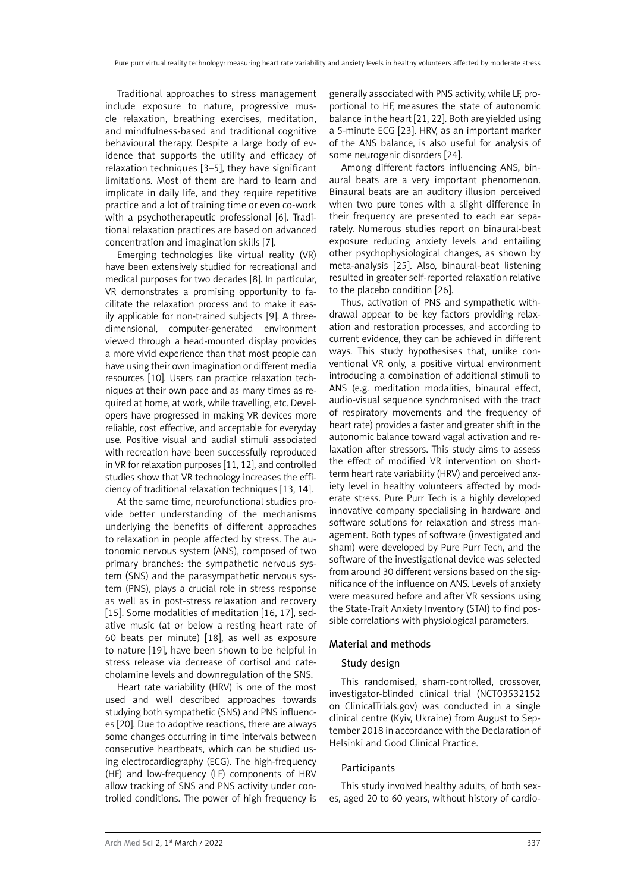Traditional approaches to stress management include exposure to nature, progressive muscle relaxation, breathing exercises, meditation, and mindfulness-based and traditional cognitive behavioural therapy. Despite a large body of evidence that supports the utility and efficacy of relaxation techniques [3–5], they have significant limitations. Most of them are hard to learn and implicate in daily life, and they require repetitive practice and a lot of training time or even co-work with a psychotherapeutic professional [6]. Traditional relaxation practices are based on advanced concentration and imagination skills [7].

Emerging technologies like virtual reality (VR) have been extensively studied for recreational and medical purposes for two decades [8]. In particular, VR demonstrates a promising opportunity to facilitate the relaxation process and to make it easily applicable for non-trained subjects [9]. A three-dimensional, computer-generated environment viewed through a head-mounted display provides a more vivid experience than that most people can have using their own imagination or different media resources [10]. Users can practice relaxation techniques at their own pace and as many times as required at home, at work, while travelling, etc. Developers have progressed in making VR devices more reliable, cost effective, and acceptable for everyday use. Positive visual and audial stimuli associated with recreation have been successfully reproduced in VR for relaxation purposes [11, 12], and controlled studies show that VR technology increases the efficiency of traditional relaxation techniques [13, 14].

At the same time, neurofunctional studies provide better understanding of the mechanisms underlying the benefits of different approaches to relaxation in people affected by stress. The autonomic nervous system (ANS), composed of two primary branches: the sympathetic nervous system (SNS) and the parasympathetic nervous system (PNS), plays a crucial role in stress response as well as in post-stress relaxation and recovery [15]. Some modalities of meditation [16, 17], sedative music (at or below a resting heart rate of 60 beats per minute) [18], as well as exposure to nature [19], have been shown to be helpful in stress release via decrease of cortisol and catecholamine levels and downregulation of the SNS.

Heart rate variability (HRV) is one of the most used and well described approaches towards studying both sympathetic (SNS) and PNS influences [20]. Due to adoptive reactions, there are always some changes occurring in time intervals between consecutive heartbeats, which can be studied using electrocardiography (ECG). The high-frequency (HF) and low-frequency (LF) components of HRV allow tracking of SNS and PNS activity under controlled conditions. The power of high frequency is generally associated with PNS activity, while LF, proportional to HF, measures the state of autonomic balance in the heart [21, 22]. Both are yielded using a 5-minute ECG [23]. HRV, as an important marker of the ANS balance, is also useful for analysis of some neurogenic disorders [24].

Among different factors influencing ANS, binaural beats are a very important phenomenon. Binaural beats are an auditory illusion perceived when two pure tones with a slight difference in their frequency are presented to each ear separately. Numerous studies report on binaural-beat exposure reducing anxiety levels and entailing other psychophysiological changes, as shown by meta-analysis [25]. Also, binaural-beat listening resulted in greater self-reported relaxation relative to the placebo condition [26].

Thus, activation of PNS and sympathetic withdrawal appear to be key factors providing relaxation and restoration processes, and according to current evidence, they can be achieved in different ways. This study hypothesises that, unlike conventional VR only, a positive virtual environment introducing a combination of additional stimuli to ANS (e.g. meditation modalities, binaural effect, audio-visual sequence synchronised with the tract of respiratory movements and the frequency of heart rate) provides a faster and greater shift in the autonomic balance toward vagal activation and relaxation after stressors. This study aims to assess the effect of modified VR intervention on short-term heart rate variability (HRV) and perceived anxiety level in healthy volunteers affected by moderate stress. Pure Purr Tech is a highly developed innovative company specialising in hardware and software solutions for relaxation and stress management. Both types of software (investigated and sham) were developed by Pure Purr Tech, and the software of the investigational device was selected from around 30 different versions based on the significance of the influence on ANS. Levels of anxiety were measured before and after VR sessions using the State-Trait Anxiety Inventory (STAI) to find possible correlations with physiological parameters.

## Material and methods

### Study design

This randomised, sham-controlled, crossover, investigator-blinded clinical trial (NCT03532152 on ClinicalTrials.gov) was conducted in a single clinical centre (Kyiv, Ukraine) from August to September 2018 in accordance with the Declaration of Helsinki and Good Clinical Practice.

### Participants

This study involved healthy adults, of both sexes, aged 20 to 60 years, without history of cardio-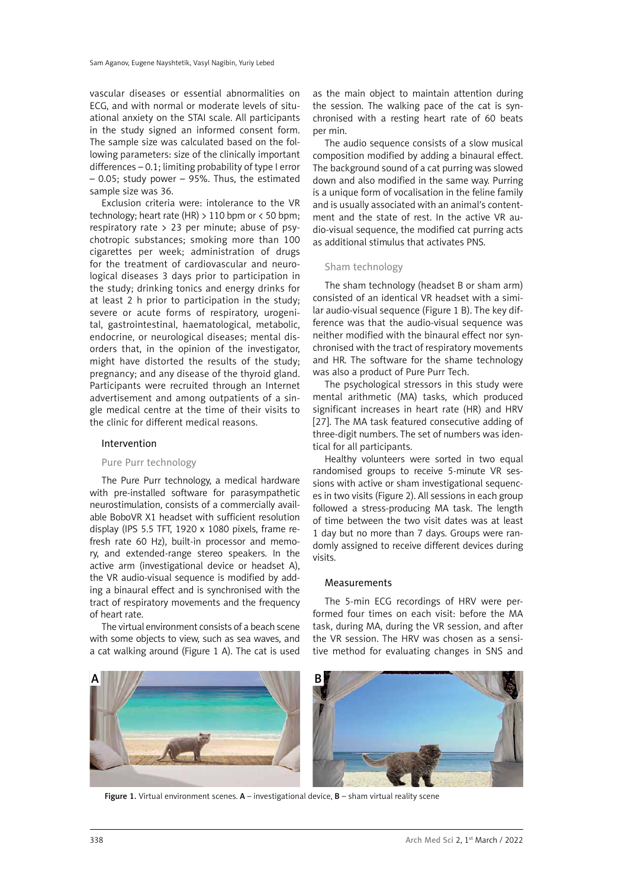vascular diseases or essential abnormalities on ECG, and with normal or moderate levels of situational anxiety on the STAI scale. All participants in the study signed an informed consent form. The sample size was calculated based on the following parameters: size of the clinically important differences – 0.1; limiting probability of type I error – 0.05; study power – 95%. Thus, the estimated sample size was 36.

Exclusion criteria were: intolerance to the VR technology; heart rate (HR) > 110 bpm or < 50 bpm; respiratory rate > 23 per minute; abuse of psychotropic substances; smoking more than 100 cigarettes per week; administration of drugs for the treatment of cardiovascular and neurological diseases 3 days prior to participation in the study; drinking tonics and energy drinks for at least 2 h prior to participation in the study; severe or acute forms of respiratory, urogenital, gastrointestinal, haematological, metabolic, endocrine, or neurological diseases; mental disorders that, in the opinion of the investigator, might have distorted the results of the study; pregnancy; and any disease of the thyroid gland. Participants were recruited through an Internet advertisement and among outpatients of a single medical centre at the time of their visits to the clinic for different medical reasons.

## Intervention

### Pure Purr technology

The Pure Purr technology, a medical hardware with pre-installed software for parasympathetic neurostimulation, consists of a commercially available BoboVR X1 headset with sufficient resolution display (IPS 5.5 TFT, 1920 x 1080 pixels, frame refresh rate 60 Hz), built-in processor and memory, and extended-range stereo speakers. In the active arm (investigational device or headset A), the VR audio-visual sequence is modified by adding a binaural effect and is synchronised with the tract of respiratory movements and the frequency of heart rate.

The virtual environment consists of a beach scene with some objects to view, such as sea waves, and a cat walking around (Figure 1 A). The cat is used as the main object to maintain attention during the session. The walking pace of the cat is synchronised with a resting heart rate of 60 beats per min.

The audio sequence consists of a slow musical composition modified by adding a binaural effect. The background sound of a cat purring was slowed down and also modified in the same way. Purring is a unique form of vocalisation in the feline family and is usually associated with an animal's contentment and the state of rest. In the active VR audio-visual sequence, the modified cat purring acts as additional stimulus that activates PNS.

### Sham technology

The sham technology (headset B or sham arm) consisted of an identical VR headset with a similar audio-visual sequence (Figure 1 B). The key difference was that the audio-visual sequence was neither modified with the binaural effect nor synchronised with the tract of respiratory movements and HR. The software for the shame technology was also a product of Pure Purr Tech.

The psychological stressors in this study were mental arithmetic (MA) tasks, which produced significant increases in heart rate (HR) and HRV [27]. The MA task featured consecutive adding of three-digit numbers. The set of numbers was identical for all participants.

Healthy volunteers were sorted in two equal randomised groups to receive 5-minute VR sessions with active or sham investigational sequences in two visits (Figure 2). All sessions in each group followed a stress-producing MA task. The length of time between the two visit dates was at least 1 day but no more than 7 days. Groups were randomly assigned to receive different devices during visits.

## Measurements

The 5-min ECG recordings of HRV were performed four times on each visit: before the MA task, during MA, during the VR session, and after the VR session. The HRV was chosen as a sensitive method for evaluating changes in SNS and

**Figure 1.** Virtual environment scenes. **A** – investigational device, **B** – sham virtual reality scene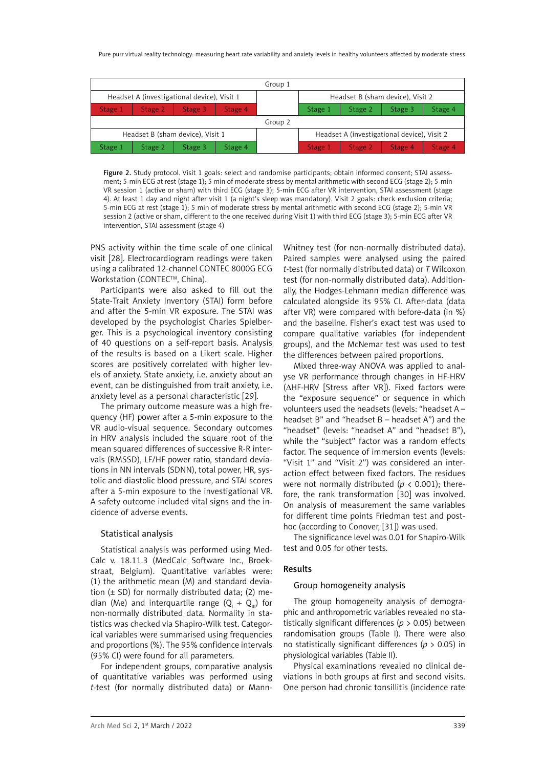| Group 1 | | | | | | | | |
|---|---|---|---|---|---|---|---|---|
| Headset A (investigational device), Visit 1 | | | | | Headset B (sham device), Visit 2 | | | |
| Stage 1 | Stage 2 | Stage 3 | Stage 4 | | Stage 1 | Stage 2 | Stage 3 | Stage 4 |
| Group 2 | | | | | | | | |
| Headset B (sham device), Visit 1 | | | | | Headset A (investigational device), Visit 2 | | | |
| Stage 1 | Stage 2 | Stage 3 | Stage 4 | | Stage 1 | Stage 2 | Stage 3 | Stage 4 |

**Figure 2.** Study protocol. Visit 1 goals: select and randomise participants; obtain informed consent; STAI assessment; 5-min ECG at rest (stage 1); 5 min of moderate stress by mental arithmetic with second ECG (stage 2); 5-min VR session 1 (active or sham) with third ECG (stage 3); 5-min ECG after VR intervention, STAI assessment (stage 4). At least 1 day and night after visit 1 (a night's sleep was mandatory). Visit 2 goals: check exclusion criteria; 5-min ECG at rest (stage 1); 5 min of moderate stress by mental arithmetic with second ECG (stage 2); 5-min VR session 2 (active or sham, different to the one received during Visit 1) with third ECG (stage 3); 5-min ECG after VR intervention, STAI assessment (stage 4)

PNS activity within the time scale of one clinical visit [28]. Electrocardiogram readings were taken using a calibrated 12-channel CONTEC 8000G ECG Workstation (CONTEC™, China).

Participants were also asked to fill out the State-Trait Anxiety Inventory (STAI) form before and after the 5-min VR exposure. The STAI was developed by the psychologist Charles Spielberger. This is a psychological inventory consisting of 40 questions on a self-report basis. Analysis of the results is based on a Likert scale. Higher scores are positively correlated with higher levels of anxiety. State anxiety, i.e. anxiety about an event, can be distinguished from trait anxiety, i.e. anxiety level as a personal characteristic [29].

The primary outcome measure was a high frequency (HF) power after a 5-min exposure to the VR audio-visual sequence. Secondary outcomes in HRV analysis included the square root of the mean squared differences of successive R-R intervals (RMSSD), LF/HF power ratio, standard deviations in NN intervals (SDNN), total power, HR, systolic and diastolic blood pressure, and STAI scores after a 5-min exposure to the investigational VR. A safety outcome included vital signs and the incidence of adverse events.

### Statistical analysis

Statistical analysis was performed using MedCalc v. 18.11.3 (MedCalc Software Inc., Broekstraat, Belgium). Quantitative variables were: (1) the arithmetic mean (M) and standard deviation (± SD) for normally distributed data; (2) median (Me) and interquartile range ($Q_I \div Q_{III}$) for non-normally distributed data. Normality in statistics was checked via Shapiro-Wilk test. Categorical variables were summarised using frequencies and proportions (%). The 95% confidence intervals (95% CI) were found for all parameters.

For independent groups, comparative analysis of quantitative variables was performed using *t*-test (for normally distributed data) or Mann-Whitney test (for non-normally distributed data). Paired samples were analysed using the paired *t*-test (for normally distributed data) or *T* Wilcoxon test (for non-normally distributed data). Additionally, the Hodges-Lehmann median difference was calculated alongside its 95% CI. After-data (data after VR) were compared with before-data (in %) and the baseline. Fisher's exact test was used to compare qualitative variables (for independent groups), and the McNemar test was used to test the differences between paired proportions.

Mixed three-way ANOVA was applied to analyse VR performance through changes in HF-HRV (ΔHF-HRV [Stress after VR]). Fixed factors were the "exposure sequence" or sequence in which volunteers used the headsets (levels: "headset A – headset B" and "headset B – headset A") and the "headset" (levels: "headset A" and "headset B"), while the "subject" factor was a random effects factor. The sequence of immersion events (levels: "Visit 1" and "Visit 2") was considered an interaction effect between fixed factors. The residues were not normally distributed ($p < 0.001$); therefore, the rank transformation [30] was involved. On analysis of measurement the same variables for different time points Friedman test and post-hoc (according to Conover, [31]) was used.

The significance level was 0.01 for Shapiro-Wilk test and 0.05 for other tests.

## Results

### Group homogeneity analysis

The group homogeneity analysis of demographic and anthropometric variables revealed no statistically significant differences ($p > 0.05$) between randomisation groups (Table I). There were also no statistically significant differences ($p > 0.05$) in physiological variables (Table II).

Physical examinations revealed no clinical deviations in both groups at first and second visits. One person had chronic tonsillitis (incidence rate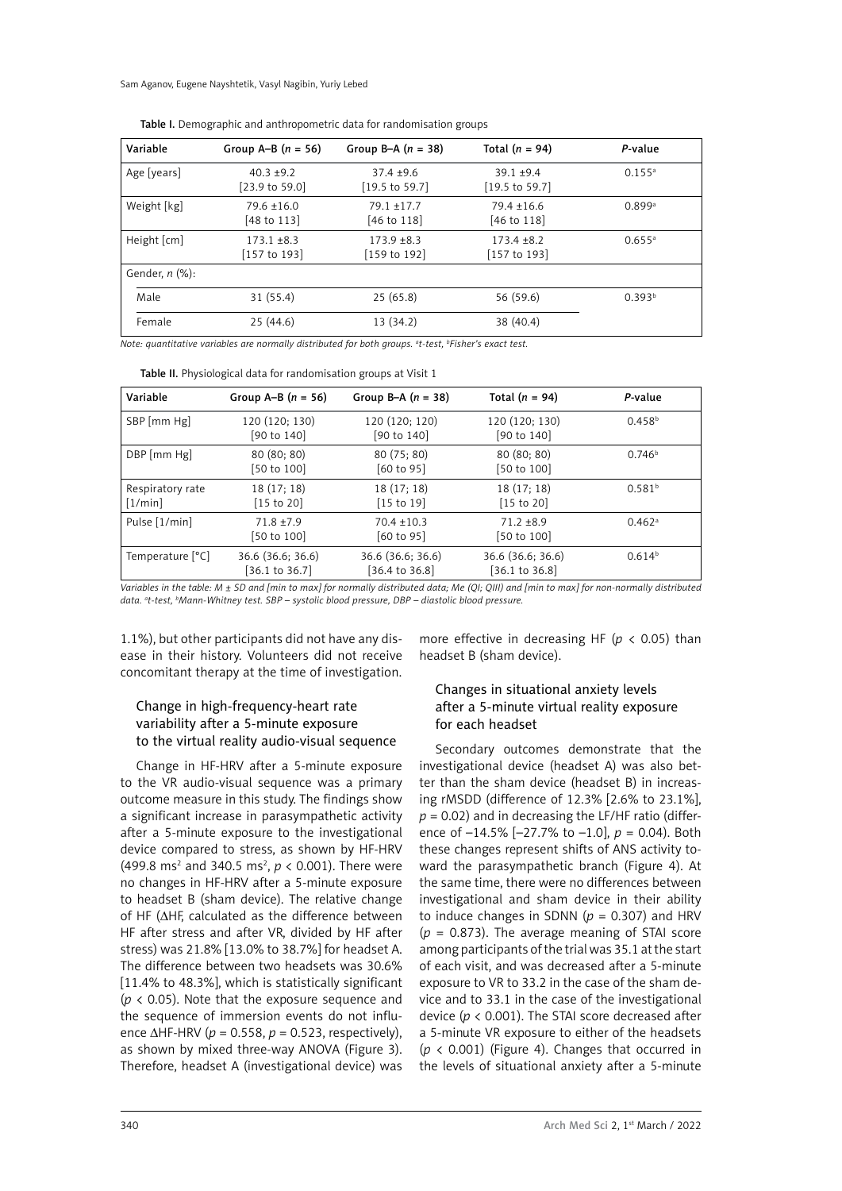Table I. Demographic and anthropometric data for randomisation groups

| Variable | Group A–B ($n$ = 56) | Group B–A ($n$ = 38) | Total ($n$ = 94) | $P$-value |
|---|---|---|---|---|
| Age [years] | 40.3 ±9.2 [23.9 to 59.0] | 37.4 ±9.6 [19.5 to 59.7] | 39.1 ±9.4 [19.5 to 59.7] | 0.155[a] |
| Weight [kg] | 79.6 ±16.0 [48 to 113] | 79.1 ±17.7 [46 to 118] | 79.4 ±16.6 [46 to 118] | 0.899[a] |
| Height [cm] | 173.1 ±8.3 [157 to 193] | 173.9 ±8.3 [159 to 192] | 173.4 ±8.2 [157 to 193] | 0.655[a] |
| Gender, $n$ (%): | | | | |
| Male | 31 (55.4) | 25 (65.8) | 56 (59.6) | 0.393[b] |
| Female | 25 (44.6) | 13 (34.2) | 38 (40.4) | |

*Note: quantitative variables are normally distributed for both groups. [a]t-test, [b]Fisher's exact test.*

Table II. Physiological data for randomisation groups at Visit 1

| Variable | Group A–B ($n$ = 56) | Group B–A ($n$ = 38) | Total ($n$ = 94) | $P$-value |
|---|---|---|---|---|
| SBP [mm Hg] | 120 (120; 130) [90 to 140] | 120 (120; 120) [90 to 140] | 120 (120; 130) [90 to 140] | 0.458[b] |
| DBP [mm Hg] | 80 (80; 80) [50 to 100] | 80 (75; 80) [60 to 95] | 80 (80; 80) [50 to 100] | 0.746[b] |
| Respiratory rate [1/min] | 18 (17; 18) [15 to 20] | 18 (17; 18) [15 to 19] | 18 (17; 18) [15 to 20] | 0.581[b] |
| Pulse [1/min] | 71.8 ±7.9 [50 to 100] | 70.4 ±10.3 [60 to 95] | 71.2 ±8.9 [50 to 100] | 0.462[a] |
| Temperature [°C] | 36.6 (36.6; 36.6) [36.1 to 36.7] | 36.6 (36.6; 36.6) [36.4 to 36.8] | 36.6 (36.6; 36.6) [36.1 to 36.8] | 0.614[b] |

*Variables in the table: M ± SD and [min to max] for normally distributed data; Me (QI; QIII) and [min to max] for non-normally distributed data. [a]t-test, [b]Mann-Whitney test. SBP – systolic blood pressure, DBP – diastolic blood pressure.*

1.1%), but other participants did not have any disease in their history. Volunteers did not receive concomitant therapy at the time of investigation.

### Change in high-frequency-heart rate variability after a 5-minute exposure to the virtual reality audio-visual sequence

Change in HF-HRV after a 5-minute exposure to the VR audio-visual sequence was a primary outcome measure in this study. The findings show a significant increase in parasympathetic activity after a 5-minute exposure to the investigational device compared to stress, as shown by HF-HRV (499.8 ms$^2$ and 340.5 ms$^2$, $p < 0.001$). There were no changes in HF-HRV after a 5-minute exposure to headset B (sham device). The relative change of HF (ΔHF, calculated as the difference between HF after stress and after VR, divided by HF after stress) was 21.8% [13.0% to 38.7%] for headset A. The difference between two headsets was 30.6% [11.4% to 48.3%], which is statistically significant ($p < 0.05$). Note that the exposure sequence and the sequence of immersion events do not influence ΔHF-HRV ($p = 0.558$, $p = 0.523$, respectively), as shown by mixed three-way ANOVA (Figure 3). Therefore, headset A (investigational device) was more effective in decreasing HF ($p < 0.05$) than headset B (sham device).

### Changes in situational anxiety levels after a 5-minute virtual reality exposure for each headset

Secondary outcomes demonstrate that the investigational device (headset A) was also better than the sham device (headset B) in increasing rMSDD (difference of 12.3% [2.6% to 23.1%], $p = 0.02$) and in decreasing the LF/HF ratio (difference of –14.5% [–27.7% to –1.0], $p = 0.04$). Both these changes represent shifts of ANS activity toward the parasympathetic branch (Figure 4). At the same time, there were no differences between investigational and sham device in their ability to induce changes in SDNN ($p = 0.307$) and HRV ($p = 0.873$). The average meaning of STAI score among participants of the trial was 35.1 at the start of each visit, and was decreased after a 5-minute exposure to VR to 33.2 in the case of the sham device and to 33.1 in the case of the investigational device ($p < 0.001$). The STAI score decreased after a 5-minute VR exposure to either of the headsets ($p < 0.001$) (Figure 4). Changes that occurred in the levels of situational anxiety after a 5-minute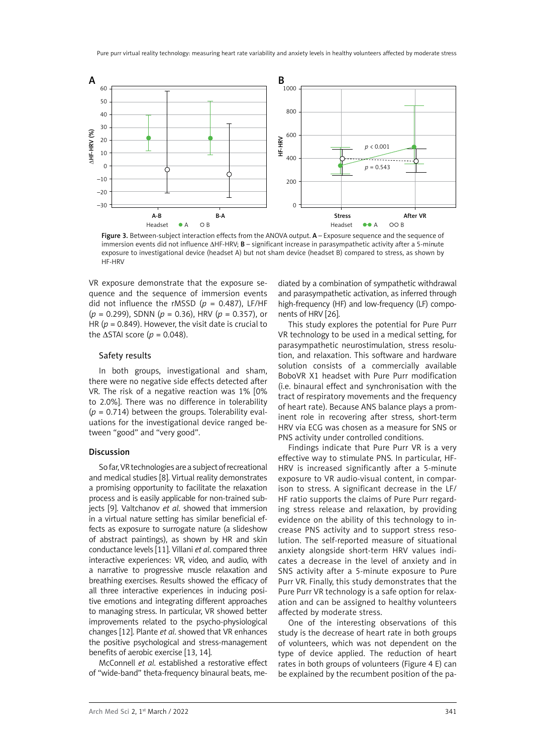Figure 3. Between-subject interaction effects from the ANOVA output. **A** – Exposure sequence and the sequence of immersion events did not influence ΔHF-HRV; **B** – significant increase in parasympathetic activity after a 5-minute exposure to investigational device (headset A) but not sham device (headset B) compared to stress, as shown by HF-HRV

VR exposure demonstrate that the exposure sequence and the sequence of immersion events did not influence the rMSSD ($p = 0.487$), LF/HF ($p = 0.299$), SDNN ($p = 0.36$), HRV ($p = 0.357$), or HR ($p = 0.849$). However, the visit date is crucial to the ΔSTAI score ($p = 0.048$).

### Safety results

In both groups, investigational and sham, there were no negative side effects detected after VR. The risk of a negative reaction was 1% [0% to 2.0%]. There was no difference in tolerability ($p = 0.714$) between the groups. Tolerability evaluations for the investigational device ranged between "good" and "very good".

## Discussion

So far, VR technologies are a subject of recreational and medical studies [8]. Virtual reality demonstrates a promising opportunity to facilitate the relaxation process and is easily applicable for non-trained subjects [9]. Valtchanov *et al*. showed that immersion in a virtual nature setting has similar beneficial effects as exposure to surrogate nature (a slideshow of abstract paintings), as shown by HR and skin conductance levels [11]. Villani *et al*. compared three interactive experiences: VR, video, and audio, with a narrative to progressive muscle relaxation and breathing exercises. Results showed the efficacy of all three interactive experiences in inducing positive emotions and integrating different approaches to managing stress. In particular, VR showed better improvements related to the psycho-physiological changes [12]. Plante *et al*. showed that VR enhances the positive psychological and stress-management benefits of aerobic exercise [13, 14].

McConnell *et al*. established a restorative effect of "wide-band" theta-frequency binaural beats, mediated by a combination of sympathetic withdrawal and parasympathetic activation, as inferred through high-frequency (HF) and low-frequency (LF) components of HRV [26].

This study explores the potential for Pure Purr VR technology to be used in a medical setting, for parasympathetic neurostimulation, stress resolution, and relaxation. This software and hardware solution consists of a commercially available BoboVR X1 headset with Pure Purr modification (i.e. binaural effect and synchronisation with the tract of respiratory movements and the frequency of heart rate). Because ANS balance plays a prominent role in recovering after stress, short-term HRV via ECG was chosen as a measure for SNS or PNS activity under controlled conditions.

Findings indicate that Pure Purr VR is a very effective way to stimulate PNS. In particular, HF-HRV is increased significantly after a 5-minute exposure to VR audio-visual content, in comparison to stress. A significant decrease in the LF/HF ratio supports the claims of Pure Purr regarding stress release and relaxation, by providing evidence on the ability of this technology to increase PNS activity and to support stress resolution. The self-reported measure of situational anxiety alongside short-term HRV values indicates a decrease in the level of anxiety and in SNS activity after a 5-minute exposure to Pure Purr VR. Finally, this study demonstrates that the Pure Purr VR technology is a safe option for relaxation and can be assigned to healthy volunteers affected by moderate stress.

One of the interesting observations of this study is the decrease of heart rate in both groups of volunteers, which was not dependent on the type of device applied. The reduction of heart rates in both groups of volunteers (Figure 4 E) can be explained by the recumbent position of the pa-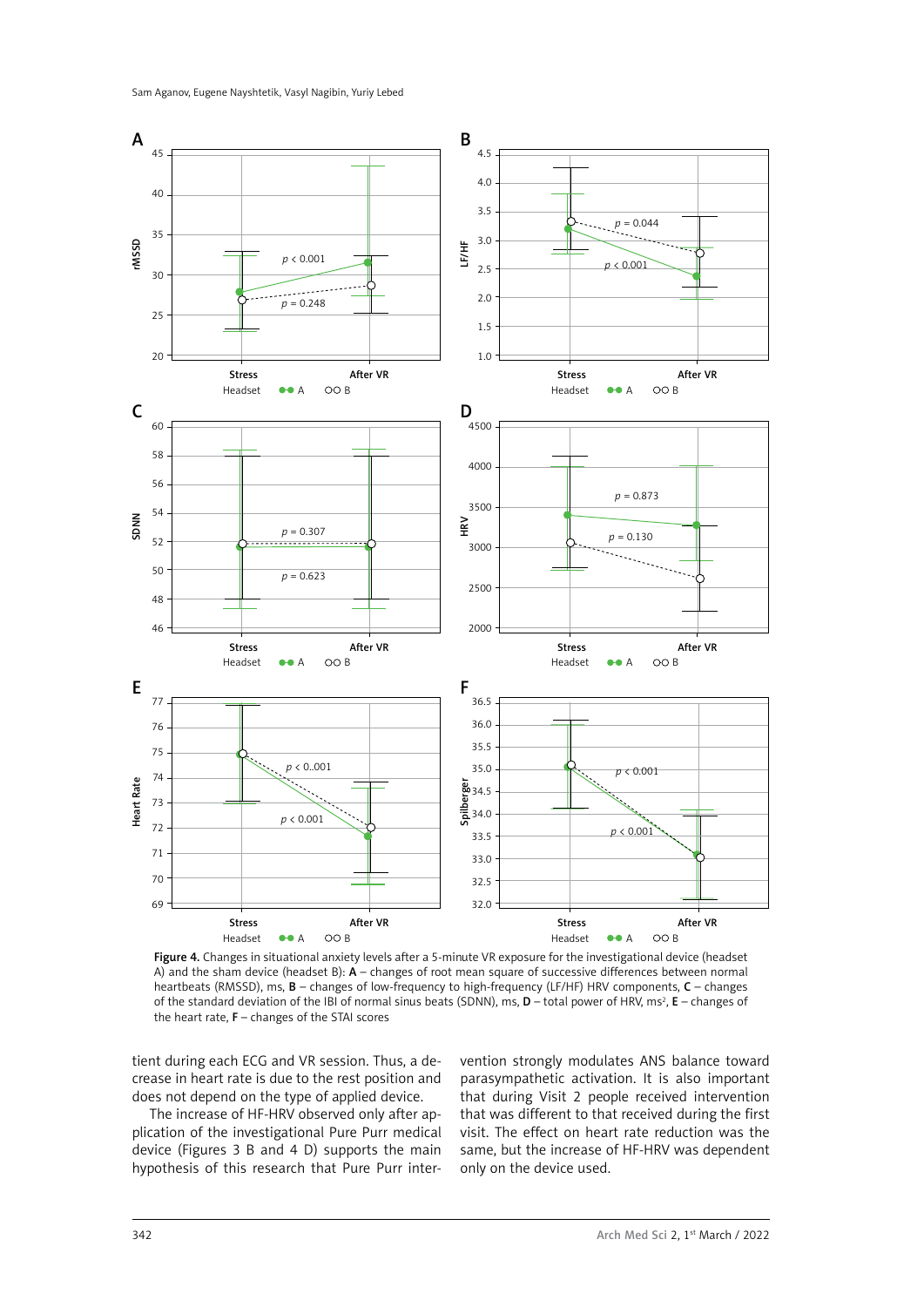Figure 4. Changes in situational anxiety levels after a 5-minute VR exposure for the investigational device (headset A) and the sham device (headset B): **A** – changes of root mean square of successive differences between normal heartbeats (RMSSD), ms, **B** – changes of low-frequency to high-frequency (LF/HF) HRV components, **C** – changes of the standard deviation of the IBI of normal sinus beats (SDNN), ms, **D** – total power of HRV, $ms^2$, **E** – changes of the heart rate, **F** – changes of the STAI scores

tient during each ECG and VR session. Thus, a decrease in heart rate is due to the rest position and does not depend on the type of applied device.

The increase of HF-HRV observed only after application of the investigational Pure Purr medical device (Figures 3 B and 4 D) supports the main hypothesis of this research that Pure Purr intervention strongly modulates ANS balance toward parasympathetic activation. It is also important that during Visit 2 people received intervention that was different to that received during the first visit. The effect on heart rate reduction was the same, but the increase of HF-HRV was dependent only on the device used.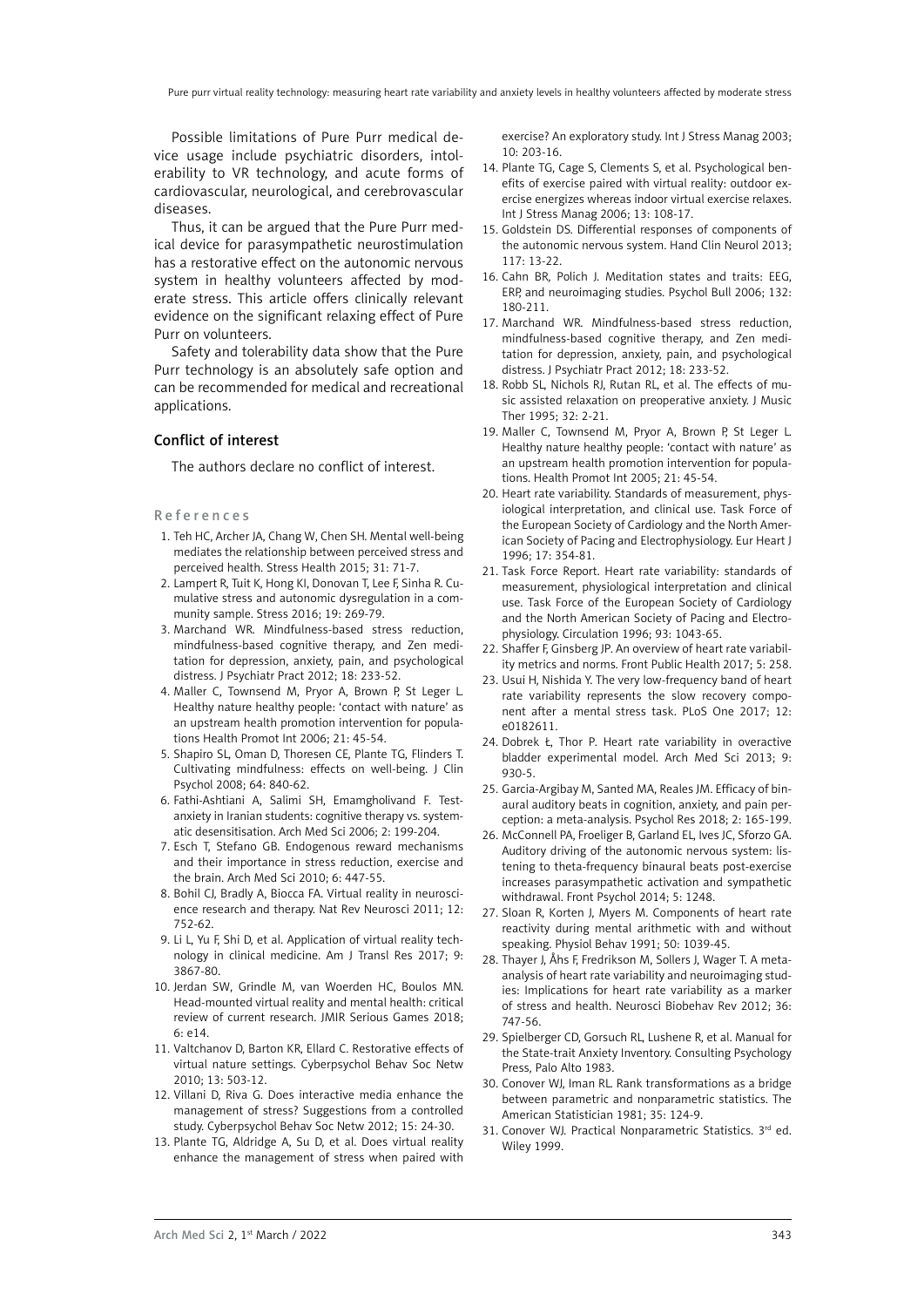Possible limitations of Pure Purr medical device usage include psychiatric disorders, intolerability to VR technology, and acute forms of cardiovascular, neurological, and cerebrovascular diseases.

Thus, it can be argued that the Pure Purr medical device for parasympathetic neurostimulation has a restorative effect on the autonomic nervous system in healthy volunteers affected by moderate stress. This article offers clinically relevant evidence on the significant relaxing effect of Pure Purr on volunteers.

Safety and tolerability data show that the Pure Purr technology is an absolutely safe option and can be recommended for medical and recreational applications.

## Conflict of interest

The authors declare no conflict of interest.

## References

1. Teh HC, Archer JA, Chang W, Chen SH. Mental well-being mediates the relationship between perceived stress and perceived health. Stress Health 2015; 31: 71-7.
2. Lampert R, Tuit K, Hong KI, Donovan T, Lee F, Sinha R. Cumulative stress and autonomic dysregulation in a community sample. Stress 2016; 19: 269-79.
3. Marchand WR. Mindfulness-based stress reduction, mindfulness-based cognitive therapy, and Zen meditation for depression, anxiety, pain, and psychological distress. J Psychiatr Pract 2012; 18: 233-52.
4. Maller C, Townsend M, Pryor A, Brown P, St Leger L. Healthy nature healthy people: 'contact with nature' as an upstream health promotion intervention for populations Health Promot Int 2006; 21: 45-54.
5. Shapiro SL, Oman D, Thoresen CE, Plante TG, Flinders T. Cultivating mindfulness: effects on well-being. J Clin Psychol 2008; 64: 840-62.
6. Fathi-Ashtiani A, Salimi SH, Emamgholivand F. Test-anxiety in Iranian students: cognitive therapy vs. systematic desensitisation. Arch Med Sci 2006; 2: 199-204.
7. Esch T, Stefano GB. Endogenous reward mechanisms and their importance in stress reduction, exercise and the brain. Arch Med Sci 2010; 6: 447-55.
8. Bohil CJ, Bradly A, Biocca FA. Virtual reality in neuroscience research and therapy. Nat Rev Neurosci 2011; 12: 752-62.
9. Li L, Yu F, Shi D, et al. Application of virtual reality technology in clinical medicine. Am J Transl Res 2017; 9: 3867-80.
10. Jerdan SW, Grindle M, van Woerden HC, Boulos MN. Head-mounted virtual reality and mental health: critical review of current research. JMIR Serious Games 2018; 6: e14.
11. Valtchanov D, Barton KR, Ellard C. Restorative effects of virtual nature settings. Cyberpsychol Behav Soc Netw 2010; 13: 503-12.
12. Villani D, Riva G. Does interactive media enhance the management of stress? Suggestions from a controlled study. Cyberpsychol Behav Soc Netw 2012; 15: 24-30.
13. Plante TG, Aldridge A, Su D, et al. Does virtual reality enhance the management of stress when paired with exercise? An exploratory study. Int J Stress Manag 2003; 10: 203-16.
14. Plante TG, Cage S, Clements S, et al. Psychological benefits of exercise paired with virtual reality: outdoor exercise energizes whereas indoor virtual exercise relaxes. Int J Stress Manag 2006; 13: 108-17.
15. Goldstein DS. Differential responses of components of the autonomic nervous system. Hand Clin Neurol 2013; 117: 13-22.
16. Cahn BR, Polich J. Meditation states and traits: EEG, ERP, and neuroimaging studies. Psychol Bull 2006; 132: 180-211.
17. Marchand WR. Mindfulness-based stress reduction, mindfulness-based cognitive therapy, and Zen meditation for depression, anxiety, pain, and psychological distress. J Psychiatr Pract 2012; 18: 233-52.
18. Robb SL, Nichols RJ, Rutan RL, et al. The effects of music assisted relaxation on preoperative anxiety. J Music Ther 1995; 32: 2-21.
19. Maller C, Townsend M, Pryor A, Brown P, St Leger L. Healthy nature healthy people: 'contact with nature' as an upstream health promotion intervention for populations. Health Promot Int 2005; 21: 45-54.
20. Heart rate variability. Standards of measurement, physiological interpretation, and clinical use. Task Force of the European Society of Cardiology and the North American Society of Pacing and Electrophysiology. Eur Heart J 1996; 17: 354-81.
21. Task Force Report. Heart rate variability: standards of measurement, physiological interpretation and clinical use. Task Force of the European Society of Cardiology and the North American Society of Pacing and Electrophysiology. Circulation 1996; 93: 1043-65.
22. Shaffer F, Ginsberg JP. An overview of heart rate variability metrics and norms. Front Public Health 2017; 5: 258.
23. Usui H, Nishida Y. The very low-frequency band of heart rate variability represents the slow recovery component after a mental stress task. PLoS One 2017; 12: e0182611.
24. Dobrek Ł, Thor P. Heart rate variability in overactive bladder experimental model. Arch Med Sci 2013; 9: 930-5.
25. Garcia-Argibay M, Santed MA, Reales JM. Efficacy of binaural auditory beats in cognition, anxiety, and pain perception: a meta-analysis. Psychol Res 2018; 2: 165-199.
26. McConnell PA, Froeliger B, Garland EL, Ives JC, Sforzo GA. Auditory driving of the autonomic nervous system: listening to theta-frequency binaural beats post-exercise increases parasympathetic activation and sympathetic withdrawal. Front Psychol 2014; 5: 1248.
27. Sloan R, Korten J, Myers M. Components of heart rate reactivity during mental arithmetic with and without speaking. Physiol Behav 1991; 50: 1039-45.
28. Thayer J, Åhs F, Fredrikson M, Sollers J, Wager T. A meta-analysis of heart rate variability and neuroimaging studies: Implications for heart rate variability as a marker of stress and health. Neurosci Biobehav Rev 2012; 36: 747-56.
29. Spielberger CD, Gorsuch RL, Lushene R, et al. Manual for the State-trait Anxiety Inventory. Consulting Psychology Press, Palo Alto 1983.
30. Conover WJ, Iman RL. Rank transformations as a bridge between parametric and nonparametric statistics. The American Statistician 1981; 35: 124-9.
31. Conover WJ. Practical Nonparametric Statistics. 3rd ed. Wiley 1999.